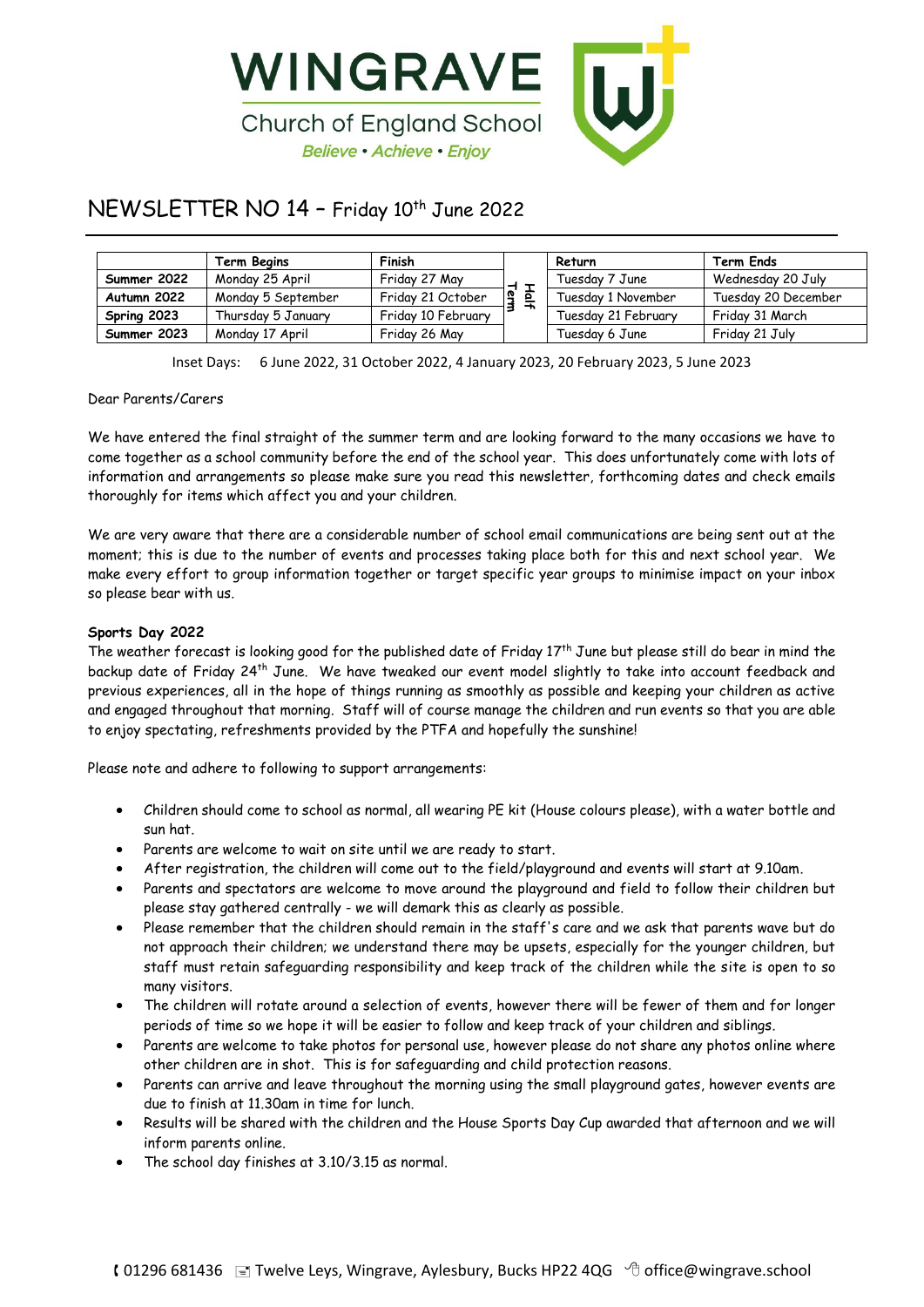# WINGRAVE

Church of England School

*Believe • Achieve • Enjoy*

## NEWSLETTER NO 14 – Friday 10th June 2022

| | Term Begins | Finish | | Return | Term Ends |
|---|---|---|---|---|---|
| **Summer 2022** | Monday 25 April | Friday 27 May | Half Term | Tuesday 7 June | Wednesday 20 July |
| **Autumn 2022** | Monday 5 September | Friday 21 October | | Tuesday 1 November | Tuesday 20 December |
| **Spring 2023** | Thursday 5 January | Friday 10 February | | Tuesday 21 February | Friday 31 March |
| **Summer 2023** | Monday 17 April | Friday 26 May | | Tuesday 6 June | Friday 21 July |

Inset Days: 6 June 2022, 31 October 2022, 4 January 2023, 20 February 2023, 5 June 2023

Dear Parents/Carers

We have entered the final straight of the summer term and are looking forward to the many occasions we have to come together as a school community before the end of the school year. This does unfortunately come with lots of information and arrangements so please make sure you read this newsletter, forthcoming dates and check emails thoroughly for items which affect you and your children.

We are very aware that there are a considerable number of school email communications are being sent out at the moment; this is due to the number of events and processes taking place both for this and next school year. We make every effort to group information together or target specific year groups to minimise impact on your inbox so please bear with us.

**Sports Day 2022**

The weather forecast is looking good for the published date of Friday 17th June but please still do bear in mind the backup date of Friday 24th June. We have tweaked our event model slightly to take into account feedback and previous experiences, all in the hope of things running as smoothly as possible and keeping your children as active and engaged throughout that morning. Staff will of course manage the children and run events so that you are able to enjoy spectating, refreshments provided by the PTFA and hopefully the sunshine!

Please note and adhere to following to support arrangements:

- Children should come to school as normal, all wearing PE kit (House colours please), with a water bottle and sun hat.
- Parents are welcome to wait on site until we are ready to start.
- After registration, the children will come out to the field/playground and events will start at 9.10am.
- Parents and spectators are welcome to move around the playground and field to follow their children but please stay gathered centrally - we will demark this as clearly as possible.
- Please remember that the children should remain in the staff's care and we ask that parents wave but do not approach their children; we understand there may be upsets, especially for the younger children, but staff must retain safeguarding responsibility and keep track of the children while the site is open to so many visitors.
- The children will rotate around a selection of events, however there will be fewer of them and for longer periods of time so we hope it will be easier to follow and keep track of your children and siblings.
- Parents are welcome to take photos for personal use, however please do not share any photos online where other children are in shot. This is for safeguarding and child protection reasons.
- Parents can arrive and leave throughout the morning using the small playground gates, however events are due to finish at 11.30am in time for lunch.
- Results will be shared with the children and the House Sports Day Cup awarded that afternoon and we will inform parents online.
- The school day finishes at 3.10/3.15 as normal.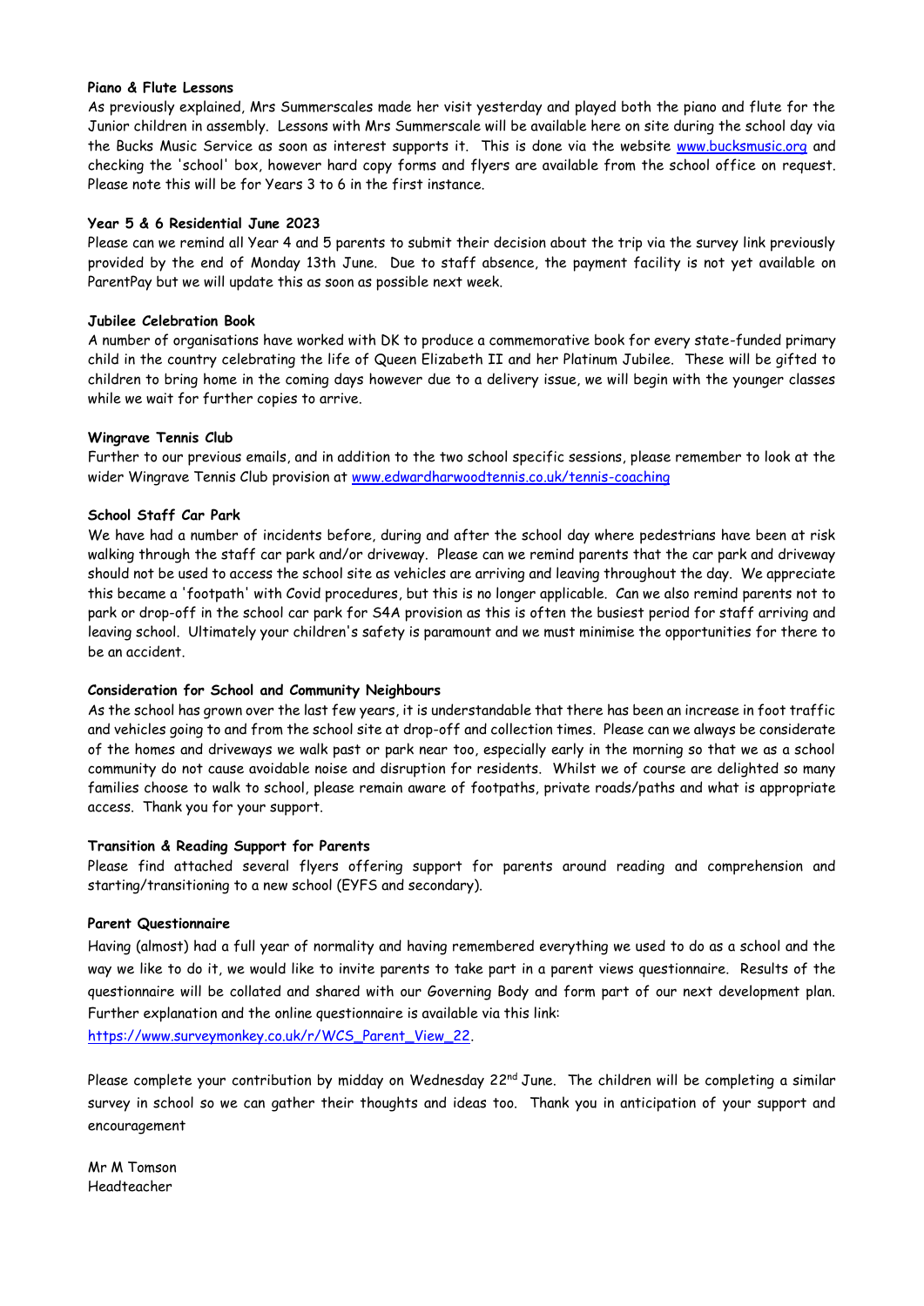**Piano & Flute Lessons**

As previously explained, Mrs Summerscales made her visit yesterday and played both the piano and flute for the Junior children in assembly. Lessons with Mrs Summerscale will be available here on site during the school day via the Bucks Music Service as soon as interest supports it. This is done via the website www.bucksmusic.org and checking the 'school' box, however hard copy forms and flyers are available from the school office on request. Please note this will be for Years 3 to 6 in the first instance.

**Year 5 & 6 Residential June 2023**

Please can we remind all Year 4 and 5 parents to submit their decision about the trip via the survey link previously provided by the end of Monday 13th June. Due to staff absence, the payment facility is not yet available on ParentPay but we will update this as soon as possible next week.

**Jubilee Celebration Book**

A number of organisations have worked with DK to produce a commemorative book for every state-funded primary child in the country celebrating the life of Queen Elizabeth II and her Platinum Jubilee. These will be gifted to children to bring home in the coming days however due to a delivery issue, we will begin with the younger classes while we wait for further copies to arrive.

**Wingrave Tennis Club**

Further to our previous emails, and in addition to the two school specific sessions, please remember to look at the wider Wingrave Tennis Club provision at www.edwardharwoodtennis.co.uk/tennis-coaching

**School Staff Car Park**

We have had a number of incidents before, during and after the school day where pedestrians have been at risk walking through the staff car park and/or driveway. Please can we remind parents that the car park and driveway should not be used to access the school site as vehicles are arriving and leaving throughout the day. We appreciate this became a 'footpath' with Covid procedures, but this is no longer applicable. Can we also remind parents not to park or drop-off in the school car park for S4A provision as this is often the busiest period for staff arriving and leaving school. Ultimately your children's safety is paramount and we must minimise the opportunities for there to be an accident.

**Consideration for School and Community Neighbours**

As the school has grown over the last few years, it is understandable that there has been an increase in foot traffic and vehicles going to and from the school site at drop-off and collection times. Please can we always be considerate of the homes and driveways we walk past or park near too, especially early in the morning so that we as a school community do not cause avoidable noise and disruption for residents. Whilst we of course are delighted so many families choose to walk to school, please remain aware of footpaths, private roads/paths and what is appropriate access. Thank you for your support.

**Transition & Reading Support for Parents**

Please find attached several flyers offering support for parents around reading and comprehension and starting/transitioning to a new school (EYFS and secondary).

**Parent Questionnaire**

Having (almost) had a full year of normality and having remembered everything we used to do as a school and the way we like to do it, we would like to invite parents to take part in a parent views questionnaire. Results of the questionnaire will be collated and shared with our Governing Body and form part of our next development plan. Further explanation and the online questionnaire is available via this link:
https://www.surveymonkey.co.uk/r/WCS_Parent_View_22.

Please complete your contribution by midday on Wednesday 22nd June. The children will be completing a similar survey in school so we can gather their thoughts and ideas too. Thank you in anticipation of your support and encouragement

Mr M Tomson
Headteacher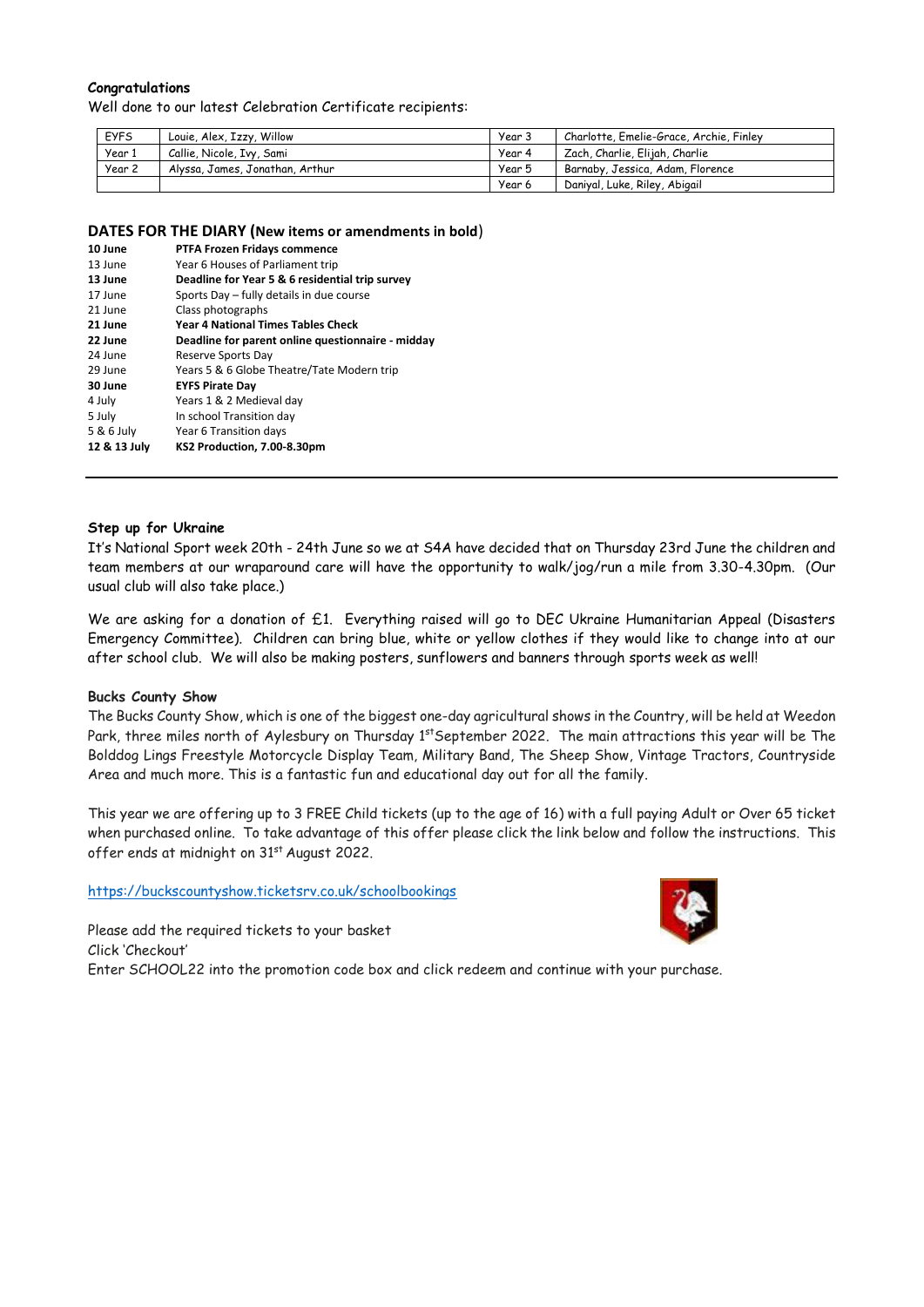**Congratulations**

Well done to our latest Celebration Certificate recipients:

| | | | |
|---|---|---|---|
| EYFS | Louie, Alex, Izzy, Willow | Year 3 | Charlotte, Emelie-Grace, Archie, Finley |
| Year 1 | Callie, Nicole, Ivy, Sami | Year 4 | Zach, Charlie, Elijah, Charlie |
| Year 2 | Alyssa, James, Jonathan, Arthur | Year 5 | Barnaby, Jessica, Adam, Florence |
| | | Year 6 | Daniyal, Luke, Riley, Abigail |

## DATES FOR THE DIARY (New items or amendments in bold)

| | |
|---|---|
| **10 June** | **PTFA Frozen Fridays commence** |
| 13 June | Year 6 Houses of Parliament trip |
| **13 June** | **Deadline for Year 5 & 6 residential trip survey** |
| 17 June | Sports Day – fully details in due course |
| 21 June | Class photographs |
| **21 June** | **Year 4 National Times Tables Check** |
| **22 June** | **Deadline for parent online questionnaire - midday** |
| 24 June | Reserve Sports Day |
| 29 June | Years 5 & 6 Globe Theatre/Tate Modern trip |
| **30 June** | **EYFS Pirate Day** |
| 4 July | Years 1 & 2 Medieval day |
| 5 July | In school Transition day |
| 5 & 6 July | Year 6 Transition days |
| **12 & 13 July** | **KS2 Production, 7.00-8.30pm** |

---

**Step up for Ukraine**

It's National Sport week 20th - 24th June so we at S4A have decided that on Thursday 23rd June the children and team members at our wraparound care will have the opportunity to walk/jog/run a mile from 3.30-4.30pm. (Our usual club will also take place.)

We are asking for a donation of £1. Everything raised will go to DEC Ukraine Humanitarian Appeal (Disasters Emergency Committee). Children can bring blue, white or yellow clothes if they would like to change into at our after school club. We will also be making posters, sunflowers and banners through sports week as well!

**Bucks County Show**

The Bucks County Show, which is one of the biggest one-day agricultural shows in the Country, will be held at Weedon Park, three miles north of Aylesbury on Thursday 1st September 2022. The main attractions this year will be The Bolddog Lings Freestyle Motorcycle Display Team, Military Band, The Sheep Show, Vintage Tractors, Countryside Area and much more. This is a fantastic fun and educational day out for all the family.

This year we are offering up to 3 FREE Child tickets (up to the age of 16) with a full paying Adult or Over 65 ticket when purchased online. To take advantage of this offer please click the link below and follow the instructions. This offer ends at midnight on 31st August 2022.

https://buckscountyshow.ticketsrv.co.uk/schoolbookings

Please add the required tickets to your basket
Click 'Checkout'
Enter SCHOOL22 into the promotion code box and click redeem and continue with your purchase.